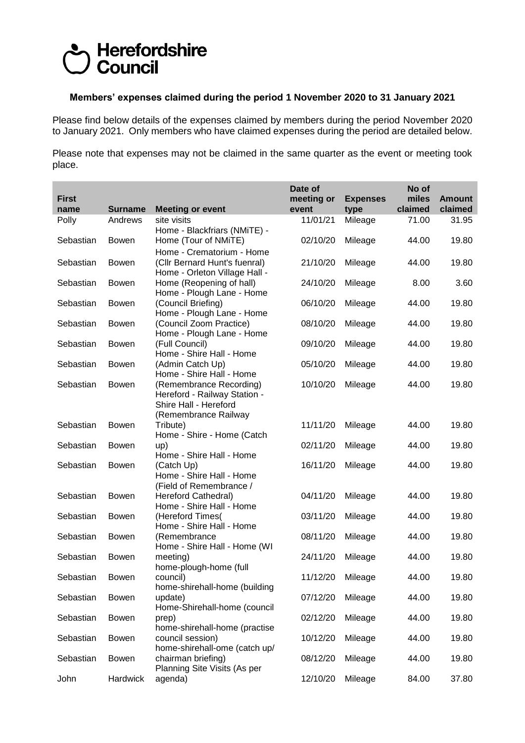# Herefordshire Council

**Members' expenses claimed during the period 1 November 2020 to 31 January 2021**

Please find below details of the expenses claimed by members during the period November 2020 to January 2021. Only members who have claimed expenses during the period are detailed below.

Please note that expenses may not be claimed in the same quarter as the event or meeting took place.

| First name | Surname | Meeting or event | Date of meeting or event | Expenses type | No of miles claimed | Amount claimed |
|---|---|---|---|---|---|---|
| Polly | Andrews | site visits | 11/01/21 | Mileage | 71.00 | 31.95 |
| Sebastian | Bowen | Home - Blackfriars (NMiTE) - Home (Tour of NMiTE) | 02/10/20 | Mileage | 44.00 | 19.80 |
| Sebastian | Bowen | Home - Crematorium - Home (Cllr Bernard Hunt's fuenral) | 21/10/20 | Mileage | 44.00 | 19.80 |
| Sebastian | Bowen | Home - Orleton Village Hall - Home (Reopening of hall) | 24/10/20 | Mileage | 8.00 | 3.60 |
| Sebastian | Bowen | Home - Plough Lane - Home (Council Briefing) | 06/10/20 | Mileage | 44.00 | 19.80 |
| Sebastian | Bowen | Home - Plough Lane - Home (Council Zoom Practice) | 08/10/20 | Mileage | 44.00 | 19.80 |
| Sebastian | Bowen | Home - Plough Lane - Home (Full Council) | 09/10/20 | Mileage | 44.00 | 19.80 |
| Sebastian | Bowen | Home - Shire Hall - Home (Admin Catch Up) | 05/10/20 | Mileage | 44.00 | 19.80 |
| Sebastian | Bowen | Home - Shire Hall - Home (Remembrance Recording) | 10/10/20 | Mileage | 44.00 | 19.80 |
| Sebastian | Bowen | Hereford - Railway Station - Shire Hall - Hereford (Remembrance Railway Tribute) | 11/11/20 | Mileage | 44.00 | 19.80 |
| Sebastian | Bowen | Home - Shire - Home (Catch up) | 02/11/20 | Mileage | 44.00 | 19.80 |
| Sebastian | Bowen | Home - Shire Hall - Home (Catch Up) | 16/11/20 | Mileage | 44.00 | 19.80 |
| Sebastian | Bowen | Home - Shire Hall - Home (Field of Remembrance / Hereford Cathedral) | 04/11/20 | Mileage | 44.00 | 19.80 |
| Sebastian | Bowen | Home - Shire Hall - Home (Hereford Times( | 03/11/20 | Mileage | 44.00 | 19.80 |
| Sebastian | Bowen | Home - Shire Hall - Home (Remembrance | 08/11/20 | Mileage | 44.00 | 19.80 |
| Sebastian | Bowen | Home - Shire Hall - Home (WI meeting) | 24/11/20 | Mileage | 44.00 | 19.80 |
| Sebastian | Bowen | home-plough-home (full council) | 11/12/20 | Mileage | 44.00 | 19.80 |
| Sebastian | Bowen | home-shirehall-home (building update) | 07/12/20 | Mileage | 44.00 | 19.80 |
| Sebastian | Bowen | Home-Shirehall-home (council prep) | 02/12/20 | Mileage | 44.00 | 19.80 |
| Sebastian | Bowen | home-shirehall-home (practise council session) | 10/12/20 | Mileage | 44.00 | 19.80 |
| Sebastian | Bowen | home-shirehall-ome (catch up/ chairman briefing) | 08/12/20 | Mileage | 44.00 | 19.80 |
| John | Hardwick | Planning Site Visits (As per agenda) | 12/10/20 | Mileage | 84.00 | 37.80 |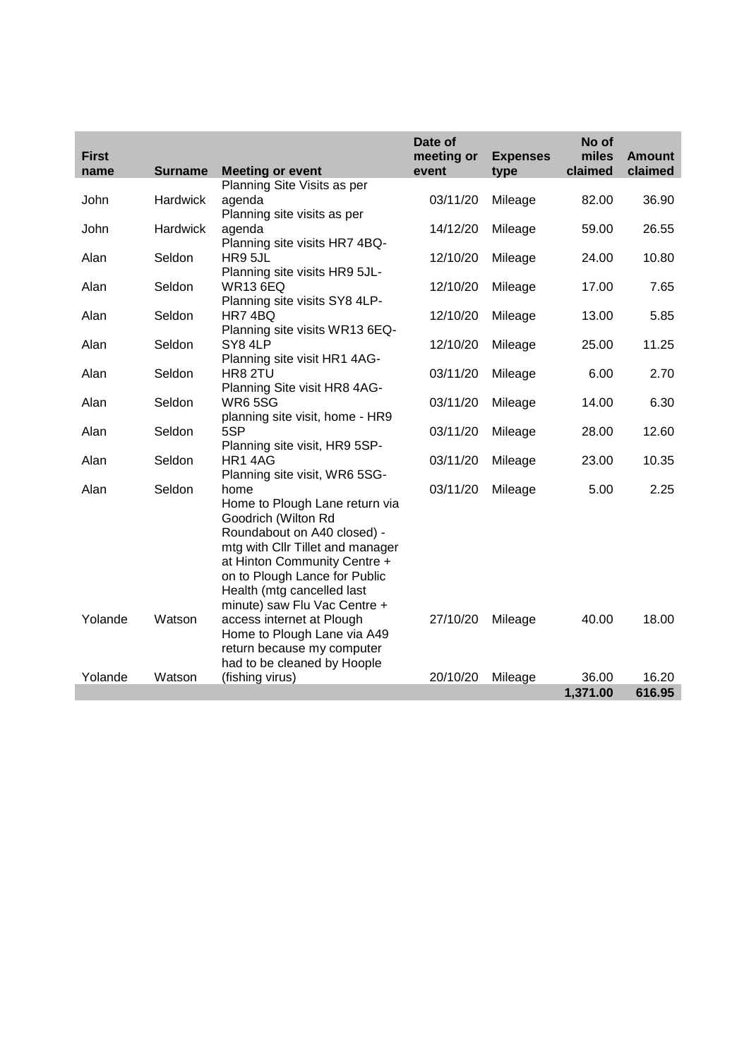| First name | Surname | Meeting or event | Date of meeting or event | Expenses type | No of miles claimed | Amount claimed |
|---|---|---|---|---|---|---|
| John | Hardwick | Planning Site Visits as per agenda | 03/11/20 | Mileage | 82.00 | 36.90 |
| John | Hardwick | Planning site visits as per agenda | 14/12/20 | Mileage | 59.00 | 26.55 |
| Alan | Seldon | Planning site visits HR7 4BQ-HR9 5JL | 12/10/20 | Mileage | 24.00 | 10.80 |
| Alan | Seldon | Planning site visits HR9 5JL-WR13 6EQ | 12/10/20 | Mileage | 17.00 | 7.65 |
| Alan | Seldon | Planning site visits SY8 4LP-HR7 4BQ | 12/10/20 | Mileage | 13.00 | 5.85 |
| Alan | Seldon | Planning site visits WR13 6EQ-SY8 4LP | 12/10/20 | Mileage | 25.00 | 11.25 |
| Alan | Seldon | Planning site visit HR1 4AG-HR8 2TU | 03/11/20 | Mileage | 6.00 | 2.70 |
| Alan | Seldon | Planning Site visit HR8 4AG-WR6 5SG | 03/11/20 | Mileage | 14.00 | 6.30 |
| Alan | Seldon | planning site visit, home - HR9 5SP | 03/11/20 | Mileage | 28.00 | 12.60 |
| Alan | Seldon | Planning site visit, HR9 5SP-HR1 4AG | 03/11/20 | Mileage | 23.00 | 10.35 |
| Alan | Seldon | Planning site visit, WR6 5SG-home | 03/11/20 | Mileage | 5.00 | 2.25 |
| Yolande | Watson | Home to Plough Lane return via Goodrich (Wilton Rd Roundabout on A40 closed) - mtg with Cllr Tillet and manager at Hinton Community Centre + on to Plough Lance for Public Health (mtg cancelled last minute) saw Flu Vac Centre + access internet at Plough | 27/10/20 | Mileage | 40.00 | 18.00 |
| Yolande | Watson | Home to Plough Lane via A49 return because my computer had to be cleaned by Hoople (fishing virus) | 20/10/20 | Mileage | 36.00 | 16.20 |
| | | | | | **1,371.00** | **616.95** |